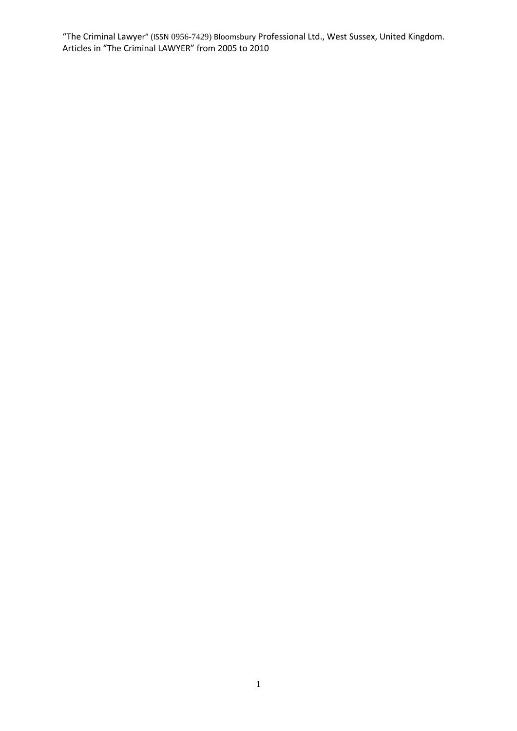"The Criminal Lawyer" (ISSN 0956-7429) Bloomsbury Professional Ltd., West Sussex, United Kingdom.
Articles in "The Criminal LAWYER" from 2005 to 2010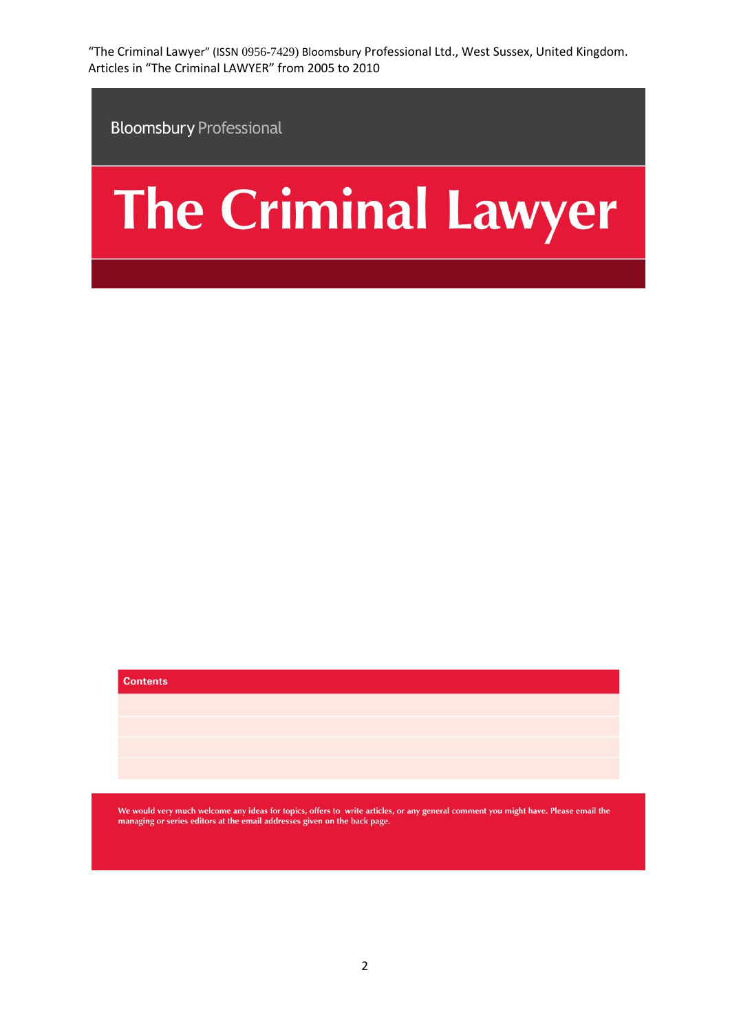"The Criminal Lawyer" (ISSN 0956-7429) Bloomsbury Professional Ltd., West Sussex, United Kingdom.
Articles in "The Criminal LAWYER" from 2005 to 2010

Bloomsbury Professional

# The Criminal Lawyer

**Contents**

We would very much welcome any ideas for topics, offers to write articles, or any general comment you might have. Please email the managing or series editors at the email addresses given on the back page.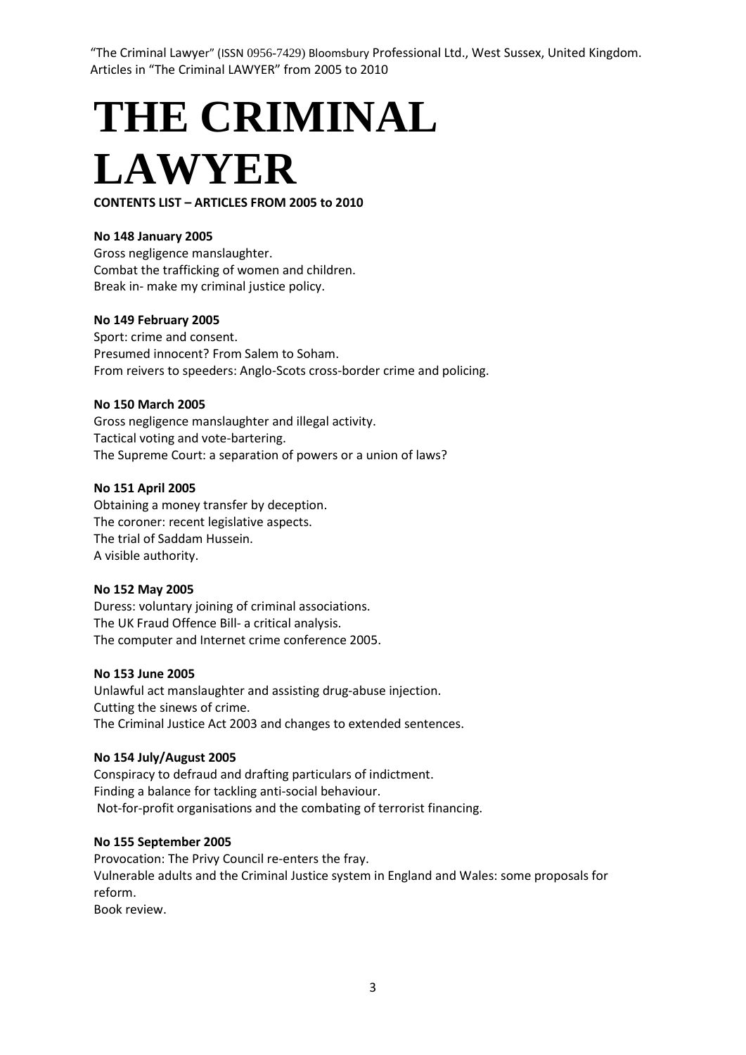"The Criminal Lawyer" (ISSN 0956-7429) Bloomsbury Professional Ltd., West Sussex, United Kingdom. Articles in "The Criminal LAWYER" from 2005 to 2010

# THE CRIMINAL LAWYER

**CONTENTS LIST – ARTICLES FROM 2005 to 2010**

**No 148 January 2005**
Gross negligence manslaughter.
Combat the trafficking of women and children.
Break in- make my criminal justice policy.

**No 149 February 2005**
Sport: crime and consent.
Presumed innocent? From Salem to Soham.
From reivers to speeders: Anglo-Scots cross-border crime and policing.

**No 150 March 2005**
Gross negligence manslaughter and illegal activity.
Tactical voting and vote-bartering.
The Supreme Court: a separation of powers or a union of laws?

**No 151 April 2005**
Obtaining a money transfer by deception.
The coroner: recent legislative aspects.
The trial of Saddam Hussein.
A visible authority.

**No 152 May 2005**
Duress: voluntary joining of criminal associations.
The UK Fraud Offence Bill- a critical analysis.
The computer and Internet crime conference 2005.

**No 153 June 2005**
Unlawful act manslaughter and assisting drug-abuse injection.
Cutting the sinews of crime.
The Criminal Justice Act 2003 and changes to extended sentences.

**No 154 July/August 2005**
Conspiracy to defraud and drafting particulars of indictment.
Finding a balance for tackling anti-social behaviour.
Not-for-profit organisations and the combating of terrorist financing.

**No 155 September 2005**
Provocation: The Privy Council re-enters the fray.
Vulnerable adults and the Criminal Justice system in England and Wales: some proposals for reform.
Book review.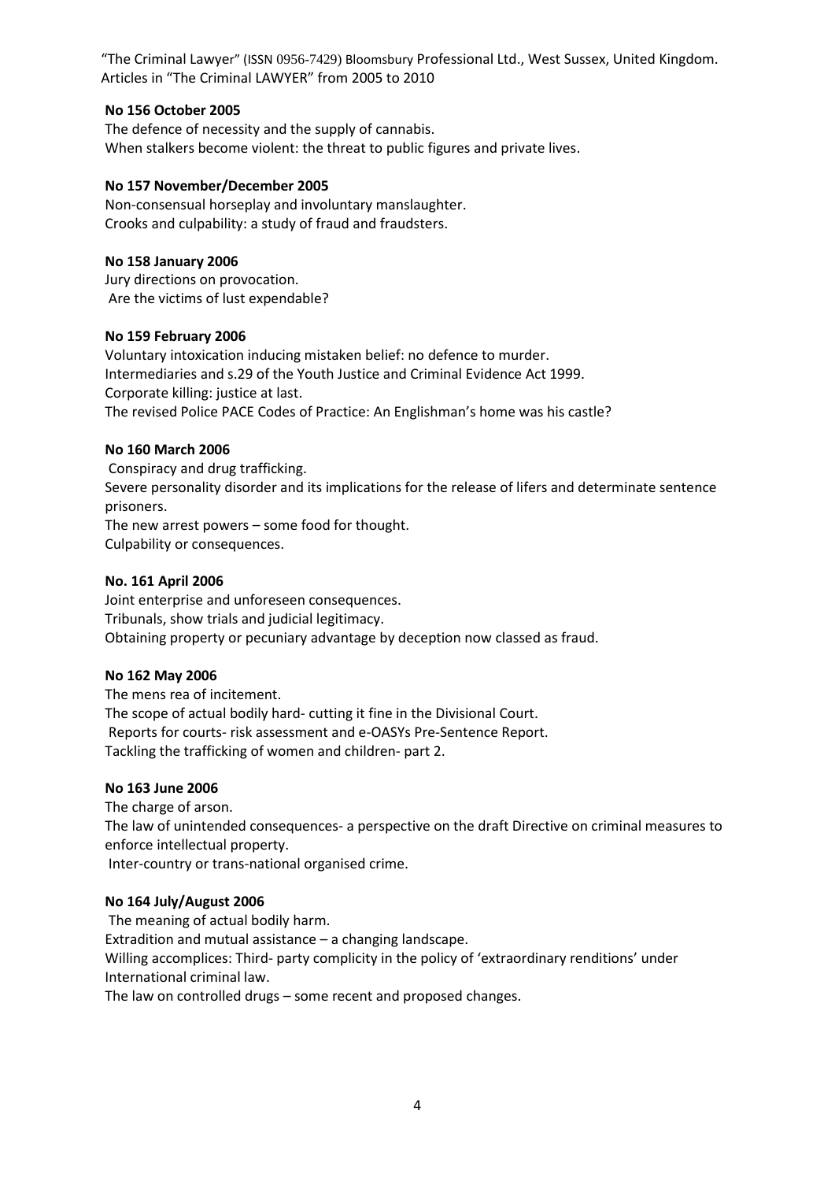"The Criminal Lawyer" (ISSN 0956-7429) Bloomsbury Professional Ltd., West Sussex, United Kingdom.
Articles in "The Criminal LAWYER" from 2005 to 2010

**No 156 October 2005**

The defence of necessity and the supply of cannabis.
When stalkers become violent: the threat to public figures and private lives.

**No 157 November/December 2005**

Non-consensual horseplay and involuntary manslaughter.
Crooks and culpability: a study of fraud and fraudsters.

**No 158 January 2006**

Jury directions on provocation.
Are the victims of lust expendable?

**No 159 February 2006**

Voluntary intoxication inducing mistaken belief: no defence to murder.
Intermediaries and s.29 of the Youth Justice and Criminal Evidence Act 1999.
Corporate killing: justice at last.
The revised Police PACE Codes of Practice: An Englishman's home was his castle?

**No 160 March 2006**

Conspiracy and drug trafficking.
Severe personality disorder and its implications for the release of lifers and determinate sentence prisoners.
The new arrest powers – some food for thought.
Culpability or consequences.

**No. 161 April 2006**

Joint enterprise and unforeseen consequences.
Tribunals, show trials and judicial legitimacy.
Obtaining property or pecuniary advantage by deception now classed as fraud.

**No 162 May 2006**

The mens rea of incitement.
The scope of actual bodily hard- cutting it fine in the Divisional Court.
Reports for courts- risk assessment and e-OASYs Pre-Sentence Report.
Tackling the trafficking of women and children- part 2.

**No 163 June 2006**

The charge of arson.
The law of unintended consequences- a perspective on the draft Directive on criminal measures to enforce intellectual property.
Inter-country or trans-national organised crime.

**No 164 July/August 2006**

The meaning of actual bodily harm.
Extradition and mutual assistance – a changing landscape.
Willing accomplices: Third- party complicity in the policy of 'extraordinary renditions' under International criminal law.
The law on controlled drugs – some recent and proposed changes.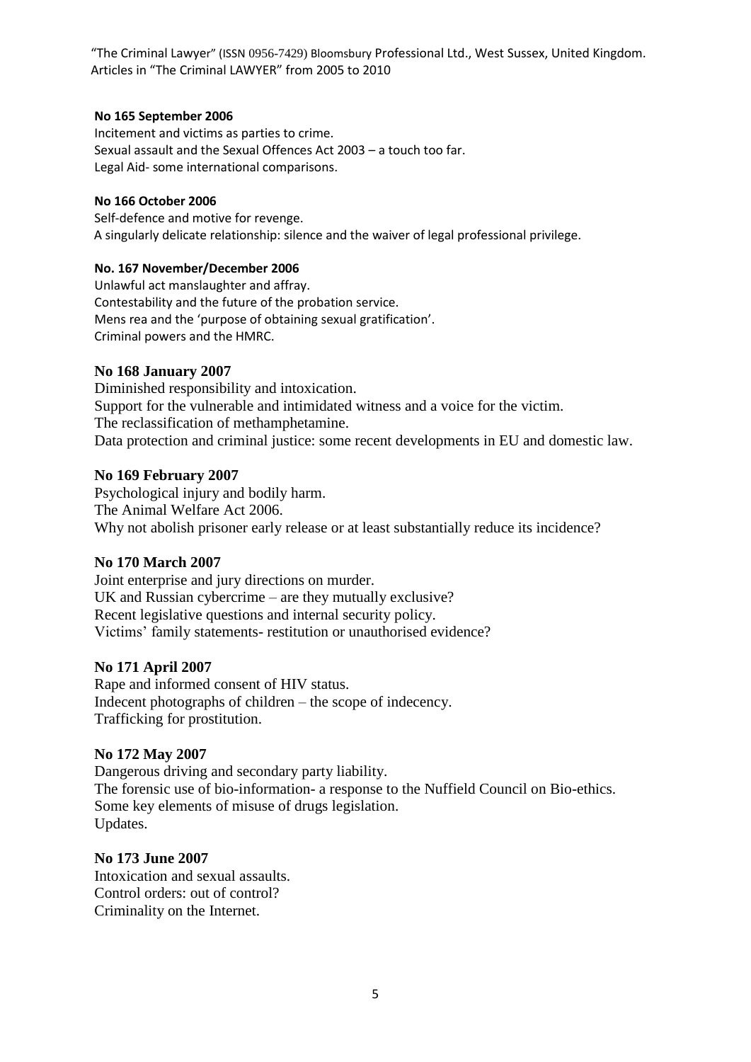**No 165 September 2006**

Incitement and victims as parties to crime.
Sexual assault and the Sexual Offences Act 2003 – a touch too far.
Legal Aid- some international comparisons.

**No 166 October 2006**

Self-defence and motive for revenge.
A singularly delicate relationship: silence and the waiver of legal professional privilege.

**No. 167 November/December 2006**

Unlawful act manslaughter and affray.
Contestability and the future of the probation service.
Mens rea and the 'purpose of obtaining sexual gratification'.
Criminal powers and the HMRC.

**No 168 January 2007**

Diminished responsibility and intoxication.
Support for the vulnerable and intimidated witness and a voice for the victim.
The reclassification of methamphetamine.
Data protection and criminal justice: some recent developments in EU and domestic law.

**No 169 February 2007**

Psychological injury and bodily harm.
The Animal Welfare Act 2006.
Why not abolish prisoner early release or at least substantially reduce its incidence?

**No 170 March 2007**

Joint enterprise and jury directions on murder.
UK and Russian cybercrime – are they mutually exclusive?
Recent legislative questions and internal security policy.
Victims' family statements- restitution or unauthorised evidence?

**No 171 April 2007**

Rape and informed consent of HIV status.
Indecent photographs of children – the scope of indecency.
Trafficking for prostitution.

**No 172 May 2007**

Dangerous driving and secondary party liability.
The forensic use of bio-information- a response to the Nuffield Council on Bio-ethics.
Some key elements of misuse of drugs legislation.
Updates.

**No 173 June 2007**

Intoxication and sexual assaults.
Control orders: out of control?
Criminality on the Internet.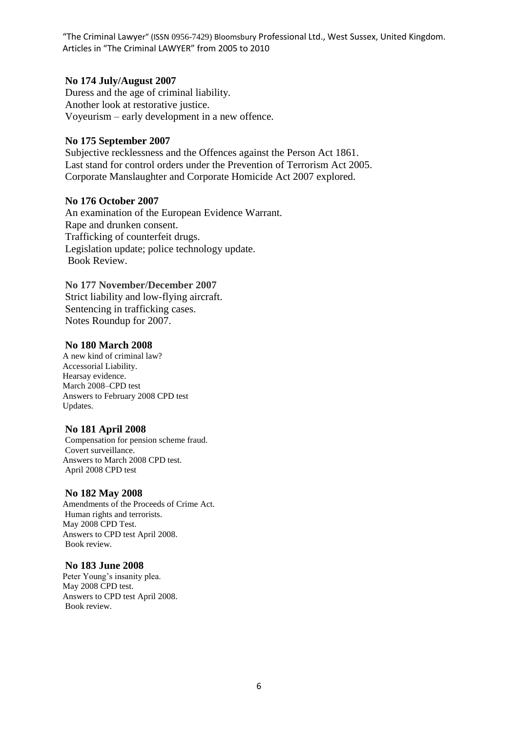"The Criminal Lawyer" (ISSN 0956-7429) Bloomsbury Professional Ltd., West Sussex, United Kingdom. Articles in "The Criminal LAWYER" from 2005 to 2010

**No 174 July/August 2007**

Duress and the age of criminal liability.
Another look at restorative justice.
Voyeurism – early development in a new offence.

**No 175 September 2007**

Subjective recklessness and the Offences against the Person Act 1861.
Last stand for control orders under the Prevention of Terrorism Act 2005.
Corporate Manslaughter and Corporate Homicide Act 2007 explored.

**No 176 October 2007**

An examination of the European Evidence Warrant.
Rape and drunken consent.
Trafficking of counterfeit drugs.
Legislation update; police technology update.
Book Review.

**No 177 November/December 2007**

Strict liability and low-flying aircraft.
Sentencing in trafficking cases.
Notes Roundup for 2007.

**No 180 March 2008**

A new kind of criminal law?
Accessorial Liability.
Hearsay evidence.
March 2008–CPD test
Answers to February 2008 CPD test
Updates.

**No 181 April 2008**

Compensation for pension scheme fraud.
Covert surveillance.
Answers to March 2008 CPD test.
April 2008 CPD test

**No 182 May 2008**

Amendments of the Proceeds of Crime Act.
Human rights and terrorists.
May 2008 CPD Test.
Answers to CPD test April 2008.
Book review.

**No 183 June 2008**

Peter Young's insanity plea.
May 2008 CPD test.
Answers to CPD test April 2008.
Book review.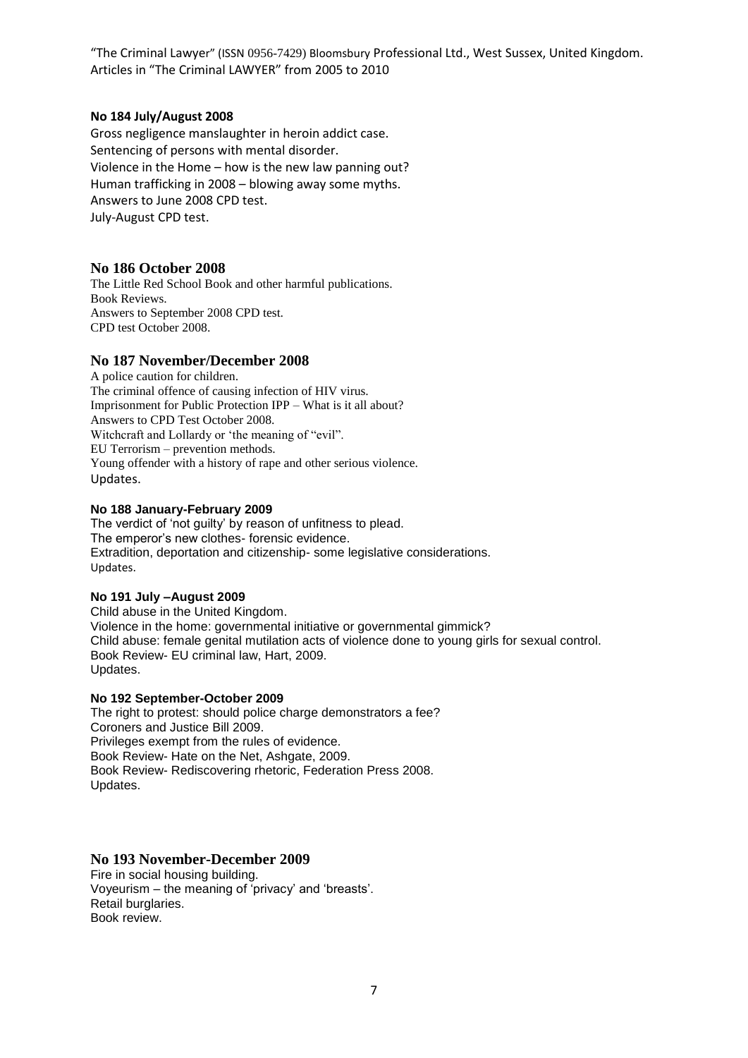"The Criminal Lawyer" (ISSN 0956-7429) Bloomsbury Professional Ltd., West Sussex, United Kingdom.
Articles in "The Criminal LAWYER" from 2005 to 2010

**No 184 July/August 2008**

Gross negligence manslaughter in heroin addict case.
Sentencing of persons with mental disorder.
Violence in the Home – how is the new law panning out?
Human trafficking in 2008 – blowing away some myths.
Answers to June 2008 CPD test.
July-August CPD test.

## No 186 October 2008

The Little Red School Book and other harmful publications.
Book Reviews.
Answers to September 2008 CPD test.
CPD test October 2008.

## No 187 November/December 2008

A police caution for children.
The criminal offence of causing infection of HIV virus.
Imprisonment for Public Protection IPP – What is it all about?
Answers to CPD Test October 2008.
Witchcraft and Lollardy or 'the meaning of "evil".
EU Terrorism – prevention methods.
Young offender with a history of rape and other serious violence.
Updates.

**No 188 January-February 2009**

The verdict of 'not guilty' by reason of unfitness to plead.
The emperor's new clothes- forensic evidence.
Extradition, deportation and citizenship- some legislative considerations.
Updates.

**No 191 July –August 2009**

Child abuse in the United Kingdom.
Violence in the home: governmental initiative or governmental gimmick?
Child abuse: female genital mutilation acts of violence done to young girls for sexual control.
Book Review- EU criminal law, Hart, 2009.
Updates.

**No 192 September-October 2009**

The right to protest: should police charge demonstrators a fee?
Coroners and Justice Bill 2009.
Privileges exempt from the rules of evidence.
Book Review- Hate on the Net, Ashgate, 2009.
Book Review- Rediscovering rhetoric, Federation Press 2008.
Updates.

## No 193 November-December 2009

Fire in social housing building.
Voyeurism – the meaning of 'privacy' and 'breasts'.
Retail burglaries.
Book review.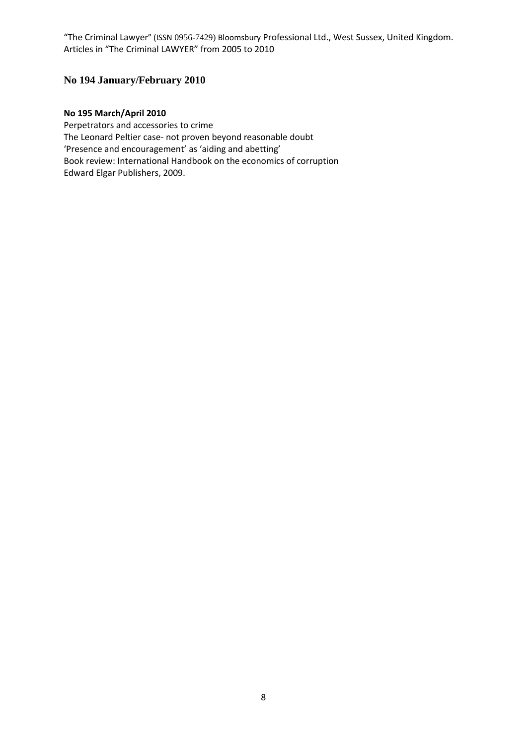## No 194 January/February 2010

**No 195 March/April 2010**

Perpetrators and accessories to crime
The Leonard Peltier case- not proven beyond reasonable doubt
'Presence and encouragement' as 'aiding and abetting'
Book review: International Handbook on the economics of corruption
Edward Elgar Publishers, 2009.